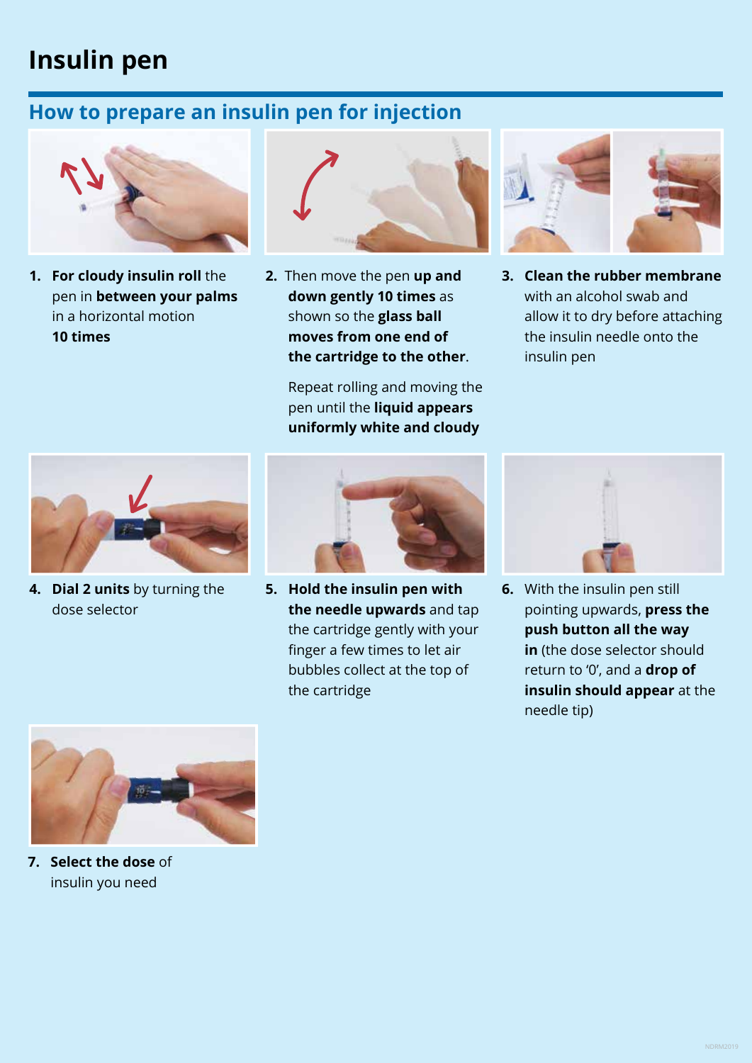# Insulin pen

## How to prepare an insulin pen for injection

1. **For cloudy insulin roll** the pen in **between your palms** in a horizontal motion **10 times**

2. Then move the pen **up and down gently 10 times** as shown so the **glass ball moves from one end of the cartridge to the other**.

   Repeat rolling and moving the pen until the **liquid appears uniformly white and cloudy**

3. **Clean the rubber membrane** with an alcohol swab and allow it to dry before attaching the insulin needle onto the insulin pen

4. **Dial 2 units** by turning the dose selector

5. **Hold the insulin pen with the needle upwards** and tap the cartridge gently with your finger a few times to let air bubbles collect at the top of the cartridge

6. With the insulin pen still pointing upwards, **press the push button all the way in** (the dose selector should return to '0', and a **drop of insulin should appear** at the needle tip)

7. **Select the dose** of insulin you need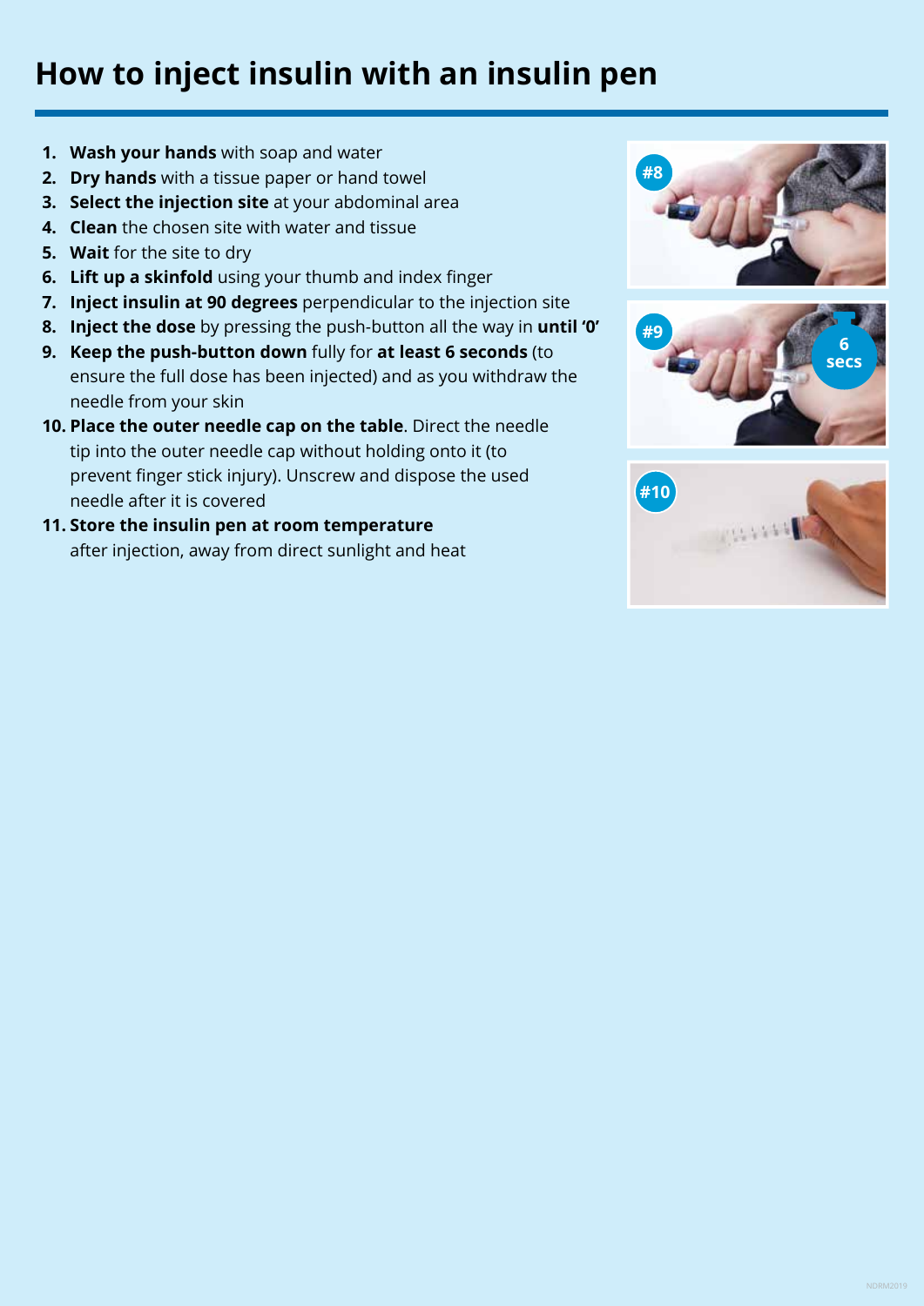# How to inject insulin with an insulin pen

1. **Wash your hands** with soap and water
2. **Dry hands** with a tissue paper or hand towel
3. **Select the injection site** at your abdominal area
4. **Clean** the chosen site with water and tissue
5. **Wait** for the site to dry
6. **Lift up a skinfold** using your thumb and index finger
7. **Inject insulin at 90 degrees** perpendicular to the injection site
8. **Inject the dose** by pressing the push-button all the way in **until '0'**
9. **Keep the push-button down** fully for **at least 6 seconds** (to ensure the full dose has been injected) and as you withdraw the needle from your skin
10. **Place the outer needle cap on the table**. Direct the needle tip into the outer needle cap without holding onto it (to prevent finger stick injury). Unscrew and dispose the used needle after it is covered
11. **Store the insulin pen at room temperature** after injection, away from direct sunlight and heat